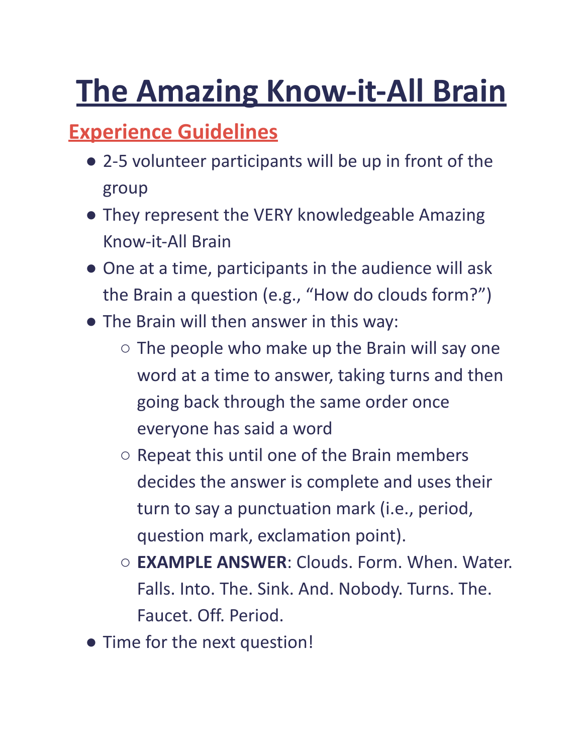# The Amazing Know-it-All Brain

## Experience Guidelines

- 2-5 volunteer participants will be up in front of the group
- They represent the VERY knowledgeable Amazing Know-it-All Brain
- One at a time, participants in the audience will ask the Brain a question (e.g., "How do clouds form?")
- The Brain will then answer in this way:
  - The people who make up the Brain will say one word at a time to answer, taking turns and then going back through the same order once everyone has said a word
  - Repeat this until one of the Brain members decides the answer is complete and uses their turn to say a punctuation mark (i.e., period, question mark, exclamation point).
  - **EXAMPLE ANSWER**: Clouds. Form. When. Water. Falls. Into. The. Sink. And. Nobody. Turns. The. Faucet. Off. Period.
- Time for the next question!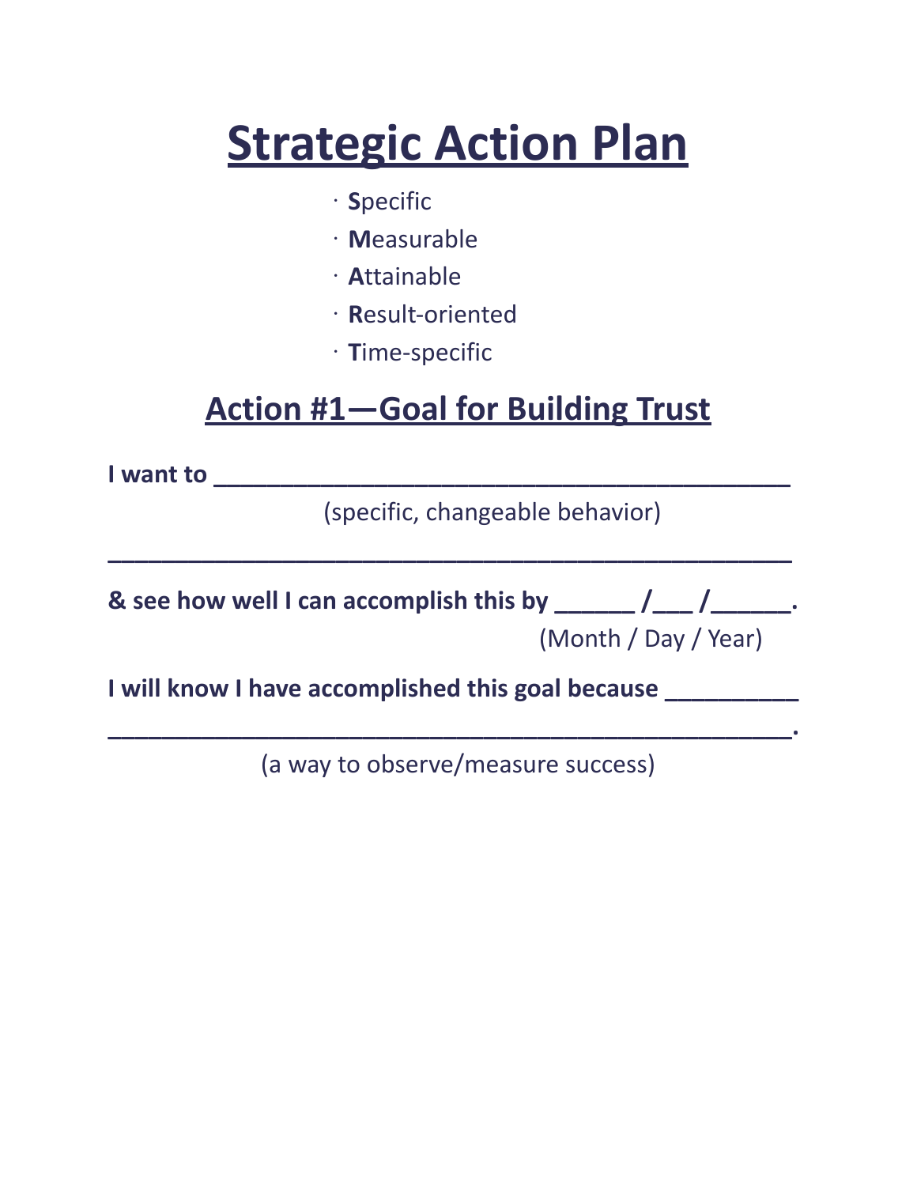# Strategic Action Plan

- **S**pecific
- **M**easurable
- **A**ttainable
- **R**esult-oriented
- **T**ime-specific

## Action #1—Goal for Building Trust

**I want to ___________________________________________**

(specific, changeable behavior)

**___________________________________________________**

**& see how well I can accomplish this by ______ /___ /______.**

(Month / Day / Year)

**I will know I have accomplished this goal because __________**

**___________________________________________________.**

(a way to observe/measure success)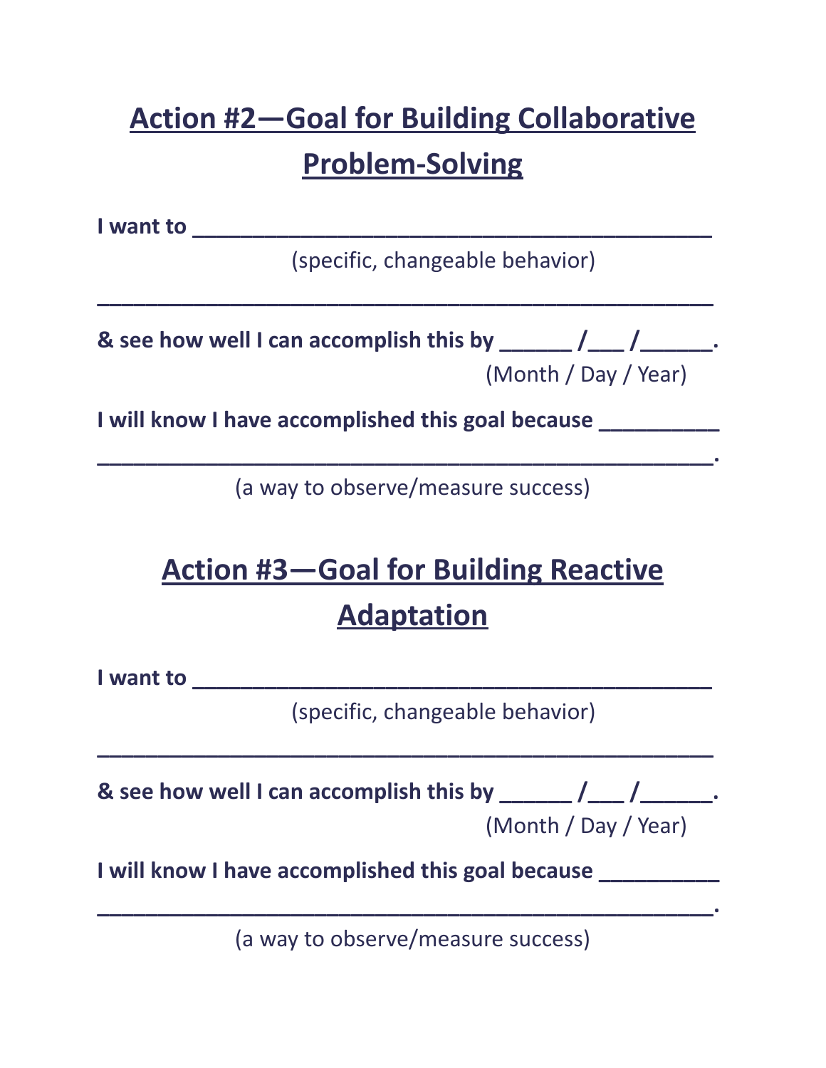## Action #2—Goal for Building Collaborative Problem-Solving

**I want to** ___________________________________________

(specific, changeable behavior)

___________________________________________________

**& see how well I can accomplish this by ______ /___ /______.**

(Month / Day / Year)

**I will know I have accomplished this goal because** __________

___________________________________________________.

(a way to observe/measure success)

## Action #3—Goal for Building Reactive Adaptation

**I want to** ___________________________________________

(specific, changeable behavior)

___________________________________________________

**& see how well I can accomplish this by ______ /___ /______.**

(Month / Day / Year)

**I will know I have accomplished this goal because** __________

___________________________________________________.

(a way to observe/measure success)